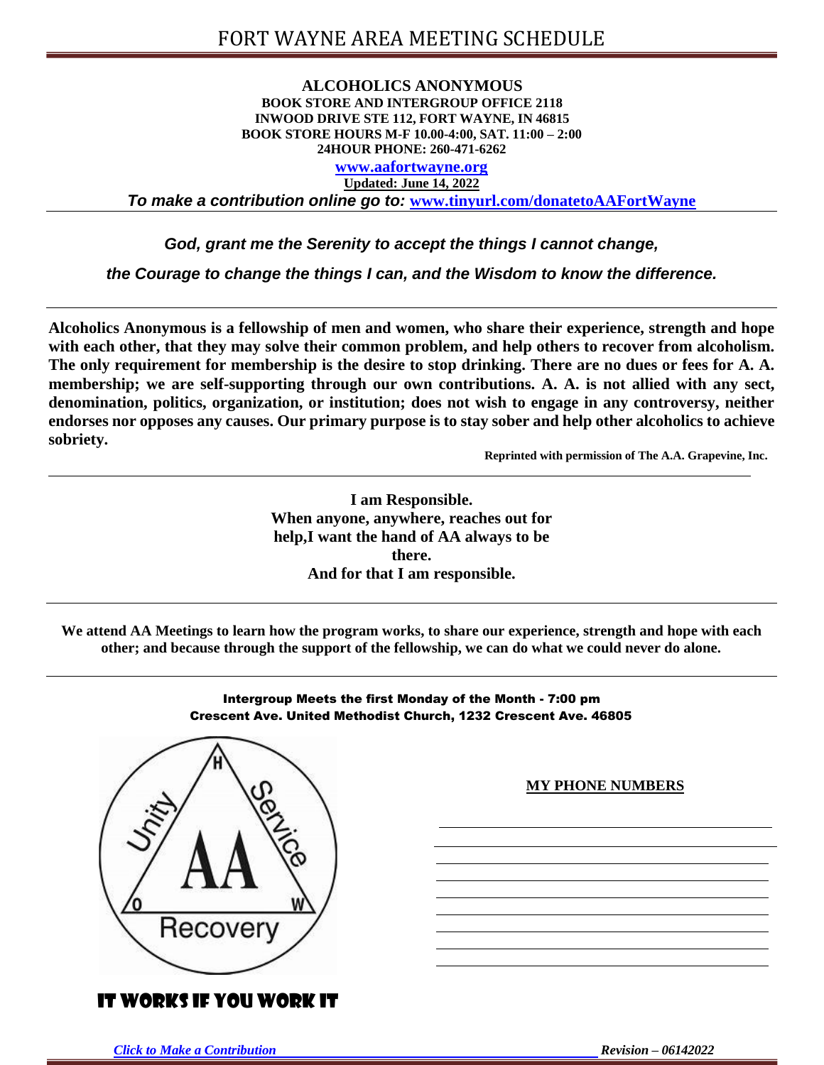# FORT WAYNE AREA MEETING SCHEDULE

**ALCOHOLICS ANONYMOUS**
**BOOK STORE AND INTERGROUP OFFICE 2118**
**INWOOD DRIVE STE 112, FORT WAYNE, IN 46815**
**BOOK STORE HOURS M-F 10.00-4:00, SAT. 11:00 – 2:00**
**24HOUR PHONE: 260-471-6262**

**www.aafortwayne.org**

**Updated: June 14, 2022**

***To make a contribution online go to:*** **www.tinyurl.com/donatetoAAFortWayne**

---

***God, grant me the Serenity to accept the things I cannot change,***

***the Courage to change the things I can, and the Wisdom to know the difference.***

---

**Alcoholics Anonymous is a fellowship of men and women, who share their experience, strength and hope with each other, that they may solve their common problem, and help others to recover from alcoholism. The only requirement for membership is the desire to stop drinking. There are no dues or fees for A. A. membership; we are self-supporting through our own contributions. A. A. is not allied with any sect, denomination, politics, organization, or institution; does not wish to engage in any controversy, neither endorses nor opposes any causes. Our primary purpose is to stay sober and help other alcoholics to achieve sobriety.**

**Reprinted with permission of The A.A. Grapevine, Inc.**

---

**I am Responsible.**
**When anyone, anywhere, reaches out for help,I want the hand of AA always to be there.**
**And for that I am responsible.**

---

**We attend AA Meetings to learn how the program works, to share our experience, strength and hope with each other; and because through the support of the fellowship, we can do what we could never do alone.**

---

**Intergroup Meets the first Monday of the Month - 7:00 pm**
**Crescent Ave. United Methodist Church, 1232 Crescent Ave. 46805**

H
Unity Service
AA
O W
Recovery

**IT WORKS IF YOU WORK IT**

**MY PHONE NUMBERS**

______________________________
______________________________
______________________________
______________________________
______________________________
______________________________
______________________________
______________________________
______________________________

***Click to Make a Contribution*** ***Revision – 06142022***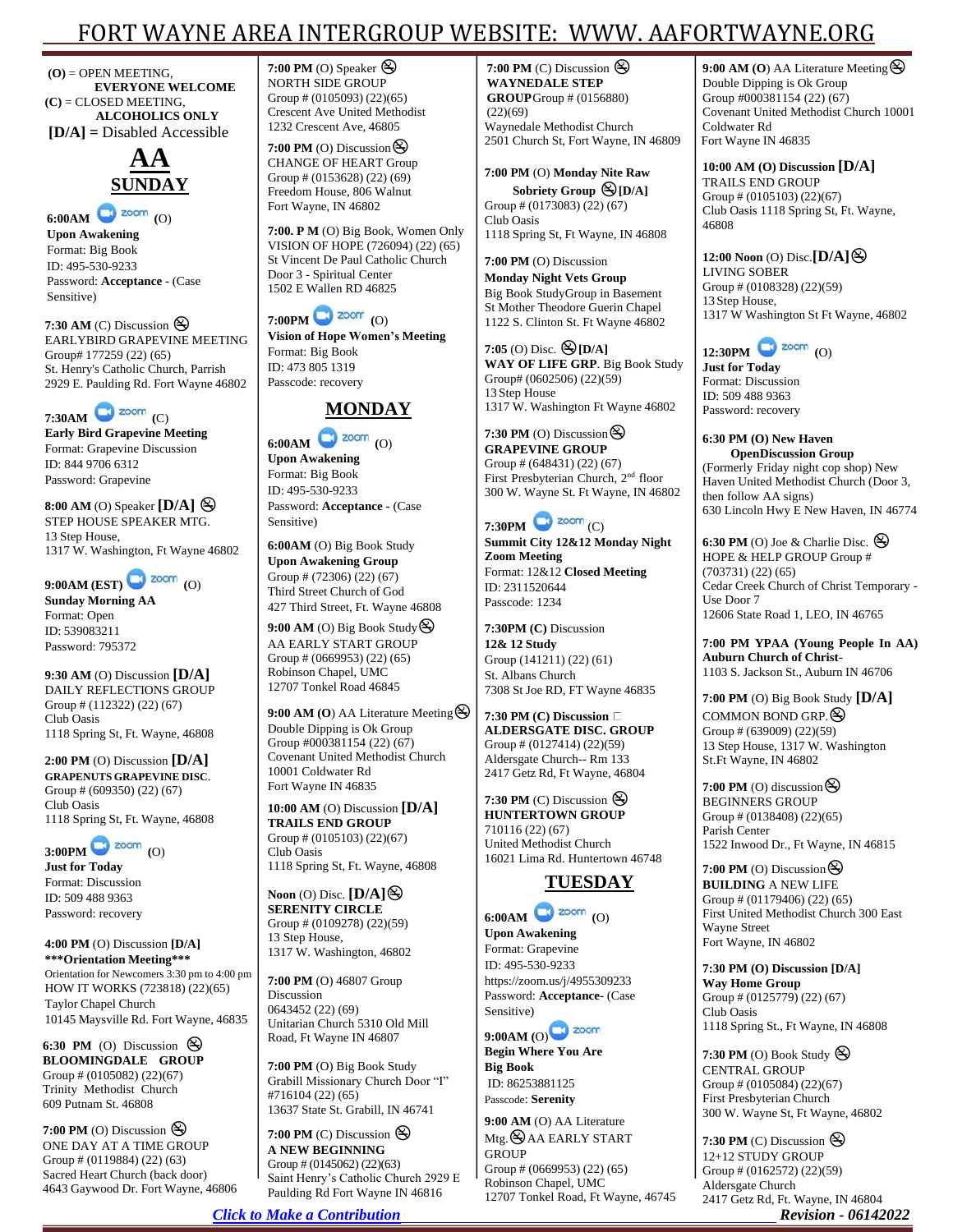# FORT WAYNE AREA INTERGROUP WEBSITE: WWW.AAFORTWAYNE.ORG

**(O)** = OPEN MEETING, **EVERYONE WELCOME**
**(C)** = CLOSED MEETING, **ALCOHOLICS ONLY**
**[D/A]** = Disabled Accessible

# AA

## SUNDAY

**6:00AM** zoom **(O)**
**Upon Awakening**
Format: Big Book
ID: 495-530-9233
Password: **Acceptance** - (Case Sensitive)

**7:30 AM** (C) Discussion
EARLYBIRD GRAPEVINE MEETING
Group# 177259 (22) (65)
St. Henry's Catholic Church, Parrish
2929 E. Paulding Rd. Fort Wayne 46802

**7:30AM** zoom (C)
**Early Bird Grapevine Meeting**
Format: Grapevine Discussion
ID: 844 9706 6312
Password: Grapevine

**8:00 AM** (O) Speaker **[D/A]**
STEP HOUSE SPEAKER MTG.
13 Step House,
1317 W. Washington, Ft Wayne 46802

**9:00AM (EST)** zoom **(O)**
**Sunday Morning AA**
Format: Open
ID: 539083211
Password: 795372

**9:30 AM** (O) Discussion **[D/A]**
DAILY REFLECTIONS GROUP
Group # (112322) (22) (67)
Club Oasis
1118 Spring St, Ft. Wayne, 46808

**2:00 PM** (O) Discussion **[D/A]**
**GRAPENUTS GRAPEVINE DISC**.
Group # (609350) (22) (67)
Club Oasis
1118 Spring St, Ft. Wayne, 46808

**3:00PM** zoom (O)
**Just for Today**
Format: Discussion
ID: 509 488 9363
Password: recovery

**4:00 PM** (O) Discussion **[D/A]**
**\*\*\*Orientation Meeting\*\*\***
Orientation for Newcomers 3:30 pm to 4:00 pm
HOW IT WORKS (723818) (22)(65)
Taylor Chapel Church
10145 Maysville Rd. Fort Wayne, 46835

**6:30 PM** (O) Discussion
**BLOOMINGDALE GROUP**
Group # (0105082) (22)(67)
Trinity Methodist Church
609 Putnam St. 46808

**7:00 PM** (O) Discussion
ONE DAY AT A TIME GROUP
Group # (0119884) (22) (63)
Sacred Heart Church (back door)
4643 Gaywood Dr. Fort Wayne, 46806

**7:00 PM** (O) Speaker
NORTH SIDE GROUP
Group # (0105093) (22)(65)
Crescent Ave United Methodist
1232 Crescent Ave, 46805

**7:00 PM** (O) Discussion
CHANGE OF HEART Group
Group # (0153628) (22) (69)
Freedom House, 806 Walnut
Fort Wayne, IN 46802

**7:00. P M** (O) Big Book, Women Only
VISION OF HOPE (726094) (22) (65)
St Vincent De Paul Catholic Church
Door 3 - Spiritual Center
1502 E Wallen RD 46825

**7:00PM** zoom **(O)**
**Vision of Hope Women's Meeting**
Format: Big Book
ID: 473 805 1319
Passcode: recovery

## MONDAY

**6:00AM** zoom (O)
**Upon Awakening**
Format: Big Book
ID: 495-530-9233
Password: **Acceptance** - (Case Sensitive)

**6:00AM** (O) Big Book Study
**Upon Awakening Group**
Group # (72306) (22) (67)
Third Street Church of God
427 Third Street, Ft. Wayne 46808

**9:00 AM** (O) Big Book Study
AA EARLY START GROUP
Group # (0669953) (22) (65)
Robinson Chapel, UMC
12707 Tonkel Road 46845

**9:00 AM (O)** AA Literature Meeting
Double Dipping is Ok Group
Group #000381154 (22) (67)
Covenant United Methodist Church
10001 Coldwater Rd
Fort Wayne IN 46835

**10:00 AM** (O) Discussion **[D/A]**
**TRAILS END GROUP**
Group # (0105103) (22)(67)
Club Oasis
1118 Spring St, Ft. Wayne, 46808

**Noon** (O) Disc. **[D/A]**
**SERENITY CIRCLE**
Group # (0109278) (22)(59)
13 Step House,
1317 W. Washington, 46802

**7:00 PM** (O) 46807 Group
Discussion
0643452 (22) (69)
Unitarian Church 5310 Old Mill
Road, Ft Wayne IN 46807

**7:00 PM** (O) Big Book Study
Grabill Missionary Church Door "I"
#716104 (22) (65)
13637 State St. Grabill, IN 46741

**7:00 PM** (C) Discussion
**A NEW BEGINNING**
Group # (0145062) (22)(63)
Saint Henry's Catholic Church 2929 E
Paulding Rd Fort Wayne IN 46816

**7:00 PM** (C) Discussion
**WAYNEDALE STEP GROUP** Group # (0156880) (22)(69)
Waynedale Methodist Church
2501 Church St, Fort Wayne, IN 46809

**7:00 PM** (O) **Monday Nite Raw Sobriety Group** **[D/A]**
Group # (0173083) (22) (67)
Club Oasis
1118 Spring St, Ft Wayne, IN 46808

**7:00 PM** (O) Discussion
**Monday Night Vets Group**
Big Book StudyGroup in Basement
St Mother Theodore Guerin Chapel
1122 S. Clinton St. Ft Wayne 46802

**7:05** (O) Disc. **[D/A]**
**WAY OF LIFE GRP**. Big Book Study
Group# (0602506) (22)(59)
13 Step House
1317 W. Washington Ft Wayne 46802

**7:30 PM** (O) Discussion
**GRAPEVINE GROUP**
Group # (648431) (22) (67)
First Presbyterian Church, 2nd floor
300 W. Wayne St. Ft Wayne, IN 46802

**7:30PM** zoom (C)
**Summit City 12&12 Monday Night Zoom Meeting**
Format: 12&12 **Closed Meeting**
ID: 2311520644
Passcode: 1234

**7:30PM (C)** Discussion
**12& 12 Study**
Group (141211) (22) (61)
St. Albans Church
7308 St Joe RD, FT Wayne 46835

**7:30 PM (C) Discussion**
**ALDERSGATE DISC. GROUP**
Group # (0127414) (22)(59)
Aldersgate Church-- Rm 133
2417 Getz Rd, Ft Wayne, 46804

**7:30 PM** (C) Discussion
**HUNTERTOWN GROUP**
710116 (22) (67)
United Methodist Church
16021 Lima Rd. Huntertown 46748

## TUESDAY

**6:00AM** zoom (O)
**Upon Awakening**
Format: Grapevine
ID: 495-530-9233
https://zoom.us/j/4955309233
Password: **Acceptance**- (Case Sensitive)

**9:00AM** (O) zoom
**Begin Where You Are Big Book**
ID: 86253881125
Passcode: **Serenity**

**9:00 AM** (O) AA Literature Mtg. AA EARLY START GROUP
Group # (0669953) (22) (65)
Robinson Chapel, UMC
12707 Tonkel Road, Ft Wayne, 46745

**9:00 AM (O)** AA Literature Meeting
Double Dipping is Ok Group
Group #000381154 (22) (67)
Covenant United Methodist Church 10001 Coldwater Rd
Fort Wayne IN 46835

**10:00 AM (O) Discussion [D/A]**
TRAILS END GROUP
Group # (0105103) (22)(67)
Club Oasis 1118 Spring St, Ft. Wayne, 46808

**12:00 Noon** (O) Disc.**[D/A]**
LIVING SOBER
Group # (0108328) (22)(59)
13 Step House,
1317 W Washington St Ft Wayne, 46802

**12:30PM** zoom (O)
**Just for Today**
Format: Discussion
ID: 509 488 9363
Password: recovery

**6:30 PM (O) New Haven OpenDiscussion Group**
(Formerly Friday night cop shop) New Haven United Methodist Church (Door 3, then follow AA signs)
630 Lincoln Hwy E New Haven, IN 46774

**6:30 PM** (O) Joe & Charlie Disc.
HOPE & HELP GROUP Group # (703731) (22) (65)
Cedar Creek Church of Christ Temporary - Use Door 7
12606 State Road 1, LEO, IN 46765

**7:00 PM YPAA (Young People In AA)**
**Auburn Church of Christ-**
1103 S. Jackson St., Auburn IN 46706

**7:00 PM** (O) Big Book Study **[D/A]**
COMMON BOND GRP.
Group # (639009) (22)(59)
13 Step House, 1317 W. Washington St.Ft Wayne, IN 46802

**7:00 PM** (O) discussion
BEGINNERS GROUP
Group # (0138408) (22)(65)
Parish Center
1522 Inwood Dr., Ft Wayne, IN 46815

**7:00 PM** (O) Discussion
**BUILDING** A NEW LIFE
Group # (01179406) (22) (65)
First United Methodist Church 300 East Wayne Street
Fort Wayne, IN 46802

**7:30 PM (O) Discussion [D/A]**
**Way Home Group**
Group # (0125779) (22) (67)
Club Oasis
1118 Spring St., Ft Wayne, IN 46808

**7:30 PM** (O) Book Study
CENTRAL GROUP
Group # (0105084) (22)(67)
First Presbyterian Church
300 W. Wayne St, Ft Wayne, 46802

**7:30 PM** (C) Discussion
12+12 STUDY GROUP
Group # (0162572) (22)(59)
Aldersgate Church
2417 Getz Rd, Ft. Wayne, IN 46804

*Click to Make a Contribution*

*Revision - 06142022*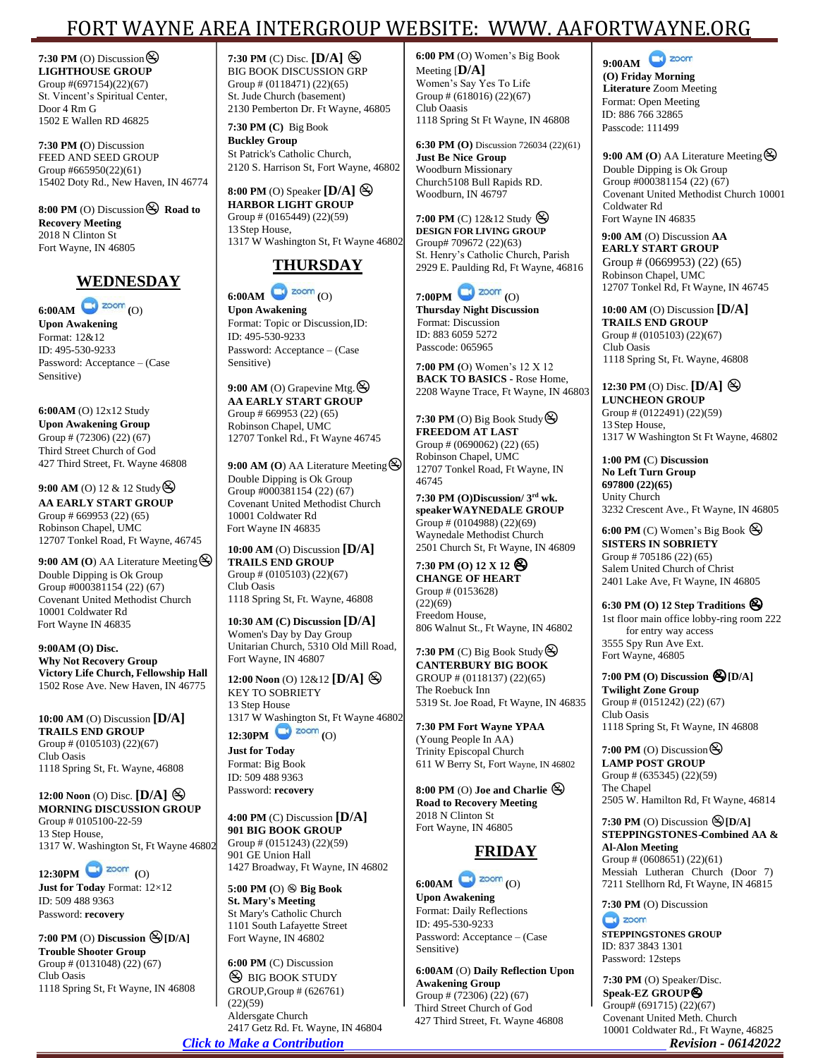# FORT WAYNE AREA INTERGROUP WEBSITE: WWW. AAFORTWAYNE.ORG

**7:30 PM** (O) Discussion ⊗
**LIGHTHOUSE GROUP**
Group #(697154)(22)(67)
St. Vincent's Spiritual Center,
Door 4 Rm G
1502 E Wallen RD 46825

**7:30 PM (**O) Discussion
FEED AND SEED GROUP
Group #665950(22)(61)
15402 Doty Rd., New Haven, IN 46774

**8:00 PM** (O) Discussion ⊗ **Road to Recovery Meeting**
2018 N Clinton St
Fort Wayne, IN 46805

## WEDNESDAY

**6:00AM** zoom (O)
**Upon Awakening**
Format: 12&12
ID: 495-530-9233
Password: Acceptance – (Case Sensitive)

**6:00AM** (O) 12x12 Study
**Upon Awakening Group**
Group # (72306) (22) (67)
Third Street Church of God
427 Third Street, Ft. Wayne 46808

**9:00 AM** (O) 12 & 12 Study ⊗
**AA EARLY START GROUP**
Group # 669953 (22) (65)
Robinson Chapel, UMC
12707 Tonkel Road, Ft Wayne, 46745

**9:00 AM (O)** AA Literature Meeting ⊗
Double Dipping is Ok Group
Group #000381154 (22) (67)
Covenant United Methodist Church
10001 Coldwater Rd
Fort Wayne IN 46835

**9:00AM (O) Disc.**
**Why Not Recovery Group**
**Victory Life Church, Fellowship Hall**
1502 Rose Ave. New Haven, IN 46775

**10:00 AM** (O) Discussion **[D/A]**
**TRAILS END GROUP**
Group # (0105103) (22)(67)
Club Oasis
1118 Spring St, Ft. Wayne, 46808

**12:00 Noon** (O) Disc. **[D/A]** ⊗
**MORNING DISCUSSION GROUP**
Group # 0105100-22-59
13 Step House,
1317 W. Washington St, Ft Wayne 46802

**12:30PM** zoom (O)
**Just for Today** Format: 12×12
ID: 509 488 9363
Password: **recovery**

**7:00 PM** (O) **Discussion** ⊗**[D/A]**
**Trouble Shooter Group**
Group # (0131048) (22) (67)
Club Oasis
1118 Spring St, Ft Wayne, IN 46808

**7:30 PM** (C) Disc. **[D/A]** ⊗
BIG BOOK DISCUSSION GRP
Group # (0118471) (22)(65)
St. Jude Church (basement)
2130 Pemberton Dr. Ft Wayne, 46805

**7:30 PM (C)** Big Book
**Buckley Group**
St Patrick's Catholic Church,
2120 S. Harrison St, Fort Wayne, 46802

**8:00 PM** (O) Speaker **[D/A]** ⊗
**HARBOR LIGHT GROUP**
Group # (0165449) (22)(59)
13 Step House,
1317 W Washington St, Ft Wayne 46802

## THURSDAY

**6:00AM** zoom (O)
**Upon Awakening**
Format: Topic or Discussion,ID: 495-530-9233
Password: Acceptance – (Case Sensitive)

**9:00 AM** (O) Grapevine Mtg. ⊗
**AA EARLY START GROUP**
Group # 669953 (22) (65)
Robinson Chapel, UMC
12707 Tonkel Rd., Ft Wayne 46745

**9:00 AM (O)** AA Literature Meeting ⊗
Double Dipping is Ok Group
Group #000381154 (22) (67)
Covenant United Methodist Church
10001 Coldwater Rd
Fort Wayne IN 46835

**10:00 AM** (O) Discussion **[D/A]**
**TRAILS END GROUP**
Group # (0105103) (22)(67)
Club Oasis
1118 Spring St, Ft. Wayne, 46808

**10:30 AM (C) Discussion [D/A]**
Women's Day by Day Group
Unitarian Church, 5310 Old Mill Road, Fort Wayne, IN 46807

**12:00 Noon** (O) 12&12 **[D/A]** ⊗
KEY TO SOBRIETY
13 Step House
1317 W Washington St, Ft Wayne 46802

**12:30PM** zoom (O)
**Just for Today**
Format: Big Book
ID: 509 488 9363
Password: **recovery**

**4:00 PM** (C) Discussion **[D/A]**
**901 BIG BOOK GROUP**
Group # (0151243) (22)(59)
901 GE Union Hall
1427 Broadway, Ft Wayne, IN 46802

**5:00 PM** (O) ⊗ **Big Book**
**St. Mary's Meeting**
St Mary's Catholic Church
1101 South Lafayette Street
Fort Wayne, IN 46802

**6:00 PM** (C) Discussion
⊗ BIG BOOK STUDY GROUP,Group # (626761) (22)(59)
Aldersgate Church
2417 Getz Rd. Ft. Wayne, IN 46804

**6:00 PM** (O) Women's Big Book Meeting **[D/A]**
Women's Say Yes To Life
Group # (618016) (22)(67)
Club Oasis
1118 Spring St Ft Wayne, IN 46808

**6:30 PM (O)** Discussion 726034 (22)(61)
**Just Be Nice Group**
Woodburn Missionary Church5108 Bull Rapids RD.
Woodburn, IN 46797

**7:00 PM** (C) 12&12 Study ⊗
**DESIGN FOR LIVING GROUP**
Group# 709672 (22)(63)
St. Henry's Catholic Church, Parish
2929 E. Paulding Rd, Ft Wayne, 46816

**7:00PM** zoom (O)
**Thursday Night Discussion**
Format: Discussion
ID: 883 6059 5272
Passcode: 065965

**7:00 PM (**O) Women's 12 X 12
**BACK TO BASICS** - Rose Home,
2208 Wayne Trace, Ft Wayne, IN 46803

**7:30 PM** (O) Big Book Study ⊗
**FREEDOM AT LAST**
Group # (0690062) (22) (65)
Robinson Chapel, UMC
12707 Tonkel Road, Ft Wayne, IN 46745

**7:30 PM (O)Discussion/ 3rd wk. speaker WAYNEDALE GROUP**
Group # (0104988) (22)(69)
Waynedale Methodist Church
2501 Church St, Ft Wayne, IN 46809

**7:30 PM (O) 12 X 12** ⊗
**CHANGE OF HEART**
Group # (0153628) (22)(69)
Freedom House,
806 Walnut St., Ft Wayne, IN 46802

**7:30 PM** (C) Big Book Study ⊗
**CANTERBURY BIG BOOK**
GROUP # (0118137) (22)(65)
The Roebuck Inn
5319 St. Joe Road, Ft Wayne, IN 46835

**7:30 PM Fort Wayne YPAA**
(Young People In AA)
Trinity Episcopal Church
611 W Berry St, Fort Wayne, IN 46802

**8:00 PM** (O) **Joe and Charlie** ⊗ **Road to Recovery Meeting**
2018 N Clinton St
Fort Wayne, IN 46805

## FRIDAY

**6:00AM** zoom (O)
**Upon Awakening**
Format: Daily Reflections
ID: 495-530-9233
Password: Acceptance – (Case Sensitive)

**6:00AM** (O) **Daily Reflection Upon Awakening Group**
Group # (72306) (22) (67)
Third Street Church of God
427 Third Street, Ft. Wayne 46808

**9:00AM** zoom
**(O) Friday Morning Literature** Zoom Meeting
Format: Open Meeting
ID: 886 766 32865
Passcode: 111499

**9:00 AM (O)** AA Literature Meeting ⊗
Double Dipping is Ok Group
Group #000381154 (22) (67)
Covenant United Methodist Church 10001 Coldwater Rd
Fort Wayne IN 46835

**9:00 AM** (O) Discussion **AA EARLY START GROUP**
Group # (0669953) (22) (65)
Robinson Chapel, UMC
12707 Tonkel Rd, Ft Wayne, IN 46745

**10:00 AM** (O) Discussion **[D/A]**
**TRAILS END GROUP**
Group # (0105103) (22)(67)
Club Oasis
1118 Spring St, Ft. Wayne, 46808

**12:30 PM** (O) Disc. **[D/A]** ⊗
**LUNCHEON GROUP**
Group # (0122491) (22)(59)
13 Step House,
1317 W Washington St Ft Wayne, 46802

**1:00 PM** (C) **Discussion**
**No Left Turn Group**
**697800 (22)(65)**
Unity Church
3232 Crescent Ave., Ft Wayne, IN 46805

**6:00 PM** (C) Women's Big Book ⊗
**SISTERS IN SOBRIETY**
Group # 705186 (22) (65)
Salem United Church of Christ
2401 Lake Ave, Ft Wayne, IN 46805

**6:30 PM (O) 12 Step Traditions** ⊗
1st floor main office lobby-ring room 222 for entry way access
3555 Spy Run Ave Ext.
Fort Wayne, 46805

**7:00 PM (O) Discussion** ⊗**[D/A]**
**Twilight Zone Group**
Group # (0151242) (22) (67)
Club Oasis
1118 Spring St, Ft Wayne, IN 46808

**7:00 PM** (O) Discussion ⊗
**LAMP POST GROUP**
Group # (635345) (22)(59)
The Chapel
2505 W. Hamilton Rd, Ft Wayne, 46814

**7:30 PM** (O) Discussion ⊗**[D/A]**
**STEPPINGSTONES-Combined AA & Al-Anon Meeting**
Group # (0608651) (22)(61)
Messiah Lutheran Church (Door 7)
7211 Stellhorn Rd, Ft Wayne, IN 46815

**7:30 PM** (O) Discussion
zoom
**STEPPINGSTONES GROUP**
ID: 837 3843 1301
Password: 12steps

**7:30 PM** (O) Speaker/Disc.
**Speak-EZ GROUP** ⊗
Group# (691715) (22)(67)
Covenant United Meth. Church
10001 Coldwater Rd., Ft Wayne, 46825

*Click to Make a Contribution*

***Revision - 06142022***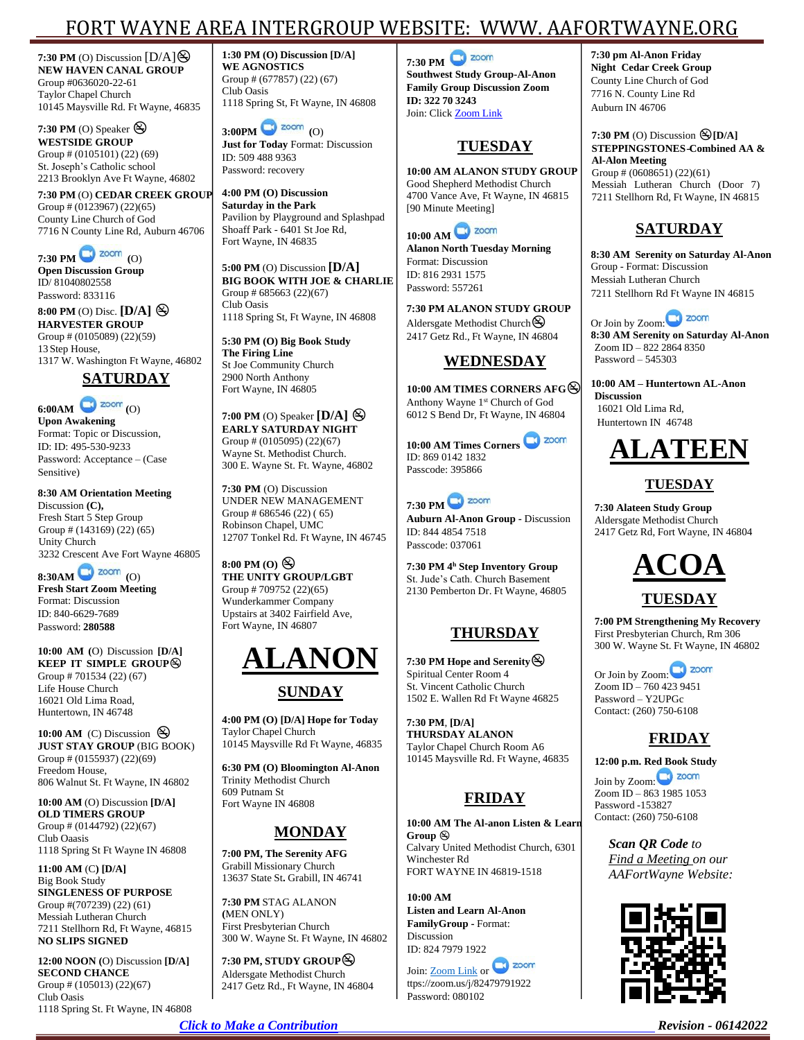# FORT WAYNE AREA INTERGROUP WEBSITE: WWW. AAFORTWAYNE.ORG

**7:30 PM** (O) Discussion [D/A]
**NEW HAVEN CANAL GROUP**
Group #0636020-22-61
Taylor Chapel Church
10145 Maysville Rd. Ft Wayne, 46835

**7:30 PM** (O) Speaker
**WESTSIDE GROUP**
Group # (0105101) (22) (69)
St. Joseph's Catholic school
2213 Brooklyn Ave Ft Wayne, 46802

**7:30 PM** (O) **CEDAR CREEK GROUP**
Group # (0123967) (22)(65)
County Line Church of God
7716 N County Line Rd, Auburn 46706

**7:30 PM** zoom (O)
**Open Discussion Group**
ID/ 81040802558
Password: 833116

**8:00 PM** (O) Disc. **[D/A]**
**HARVESTER GROUP**
Group # (0105089) (22)(59)
13 Step House,
1317 W. Washington Ft Wayne, 46802

## SATURDAY

**6:00AM** zoom **(O)**
**Upon Awakening**
Format: Topic or Discussion,
ID: ID: 495-530-9233
Password: Acceptance – (Case Sensitive)

**8:30 AM Orientation Meeting**
Discussion **(C),**
Fresh Start 5 Step Group
Group # (143169) (22) (65)
Unity Church
3232 Crescent Ave Fort Wayne 46805

**8:30AM** zoom (O)
**Fresh Start Zoom Meeting**
Format: Discussion
ID: 840-6629-7689
Password: **280588**

**10:00 AM** (O) Discussion **[D/A]**
**KEEP IT SIMPLE GROUP**
Group # 701534 (22) (67)
Life House Church
16021 Old Lima Road,
Huntertown, IN 46748

**10:00 AM** (C) Discussion
**JUST STAY GROUP** (BIG BOOK)
Group # (0155937) (22)(69)
Freedom House,
806 Walnut St. Ft Wayne, IN 46802

**10:00 AM** (O) Discussion **[D/A]**
**OLD TIMERS GROUP**
Group # (0144792) (22)(67)
Club Oasis
1118 Spring St Ft Wayne IN 46808

**11:00 AM** (C) **[D/A]**
Big Book Study
**SINGLENESS OF PURPOSE**
Group #(707239) (22) (61)
Messiah Lutheran Church
7211 Stellhorn Rd, Ft Wayne, 46815
**NO SLIPS SIGNED**

**12:00 NOON** (O) Discussion **[D/A]**
**SECOND CHANCE**
Group # (105013) (22)(67)
Club Oasis
1118 Spring St. Ft Wayne, IN 46808

**1:30 PM (O) Discussion [D/A]**
**WE AGNOSTICS**
Group # (677857) (22) (67)
Club Oasis
1118 Spring St, Ft Wayne, IN 46808

**3:00PM** zoom (O)
**Just for Today** Format: Discussion
ID: 509 488 9363
Password: recovery

**4:00 PM (O) Discussion**
**Saturday in the Park**
Pavilion by Playground and Splashpad
Shoaff Park - 6401 St Joe Rd,
Fort Wayne, IN 46835

**5:00 PM** (O) Discussion **[D/A]**
**BIG BOOK WITH JOE & CHARLIE**
Group # 685663 (22)(67)
Club Oasis
1118 Spring St, Ft Wayne, IN 46808

**5:30 PM (O) Big Book Study**
**The Firing Line**
St Joe Community Church
2900 North Anthony
Fort Wayne, IN 46805

**7:00 PM** (O) Speaker **[D/A]**
**EARLY SATURDAY NIGHT**
Group # (0105095) (22)(67)
Wayne St. Methodist Church.
300 E. Wayne St. Ft. Wayne, 46802

**7:30 PM** (O) Discussion
UNDER NEW MANAGEMENT
Group # 686546 (22) ( 65)
Robinson Chapel, UMC
12707 Tonkel Rd. Ft Wayne, IN 46745

**8:00 PM (O)**
**THE UNITY GROUP/LGBT**
Group # 709752 (22)(65)
Wunderkammer Company
Upstairs at 3402 Fairfield Ave,
Fort Wayne, IN 46807

# ALANON

## SUNDAY

**4:00 PM (O) [D/A] Hope for Today**
Taylor Chapel Church
10145 Maysville Rd Ft Wayne, 46835

**6:30 PM (O) Bloomington Al-Anon**
Trinity Methodist Church
609 Putnam St
Fort Wayne IN 46808

## MONDAY

**7:00 PM, The Serenity AFG**
Grabill Missionary Church
13637 State St. Grabill, IN 46741

**7:30 PM** STAG ALANON
(MEN ONLY)
First Presbyterian Church
300 W. Wayne St. Ft Wayne, IN 46802

**7:30 PM, STUDY GROUP**
Aldersgate Methodist Church
2417 Getz Rd., Ft Wayne, IN 46804

**7:30 PM** zoom
**Southwest Study Group-Al-Anon Family Group Discussion Zoom**
**ID: 322 70 3243**
Join: Click Zoom Link

## TUESDAY

**10:00 AM ALANON STUDY GROUP**
Good Shepherd Methodist Church
4700 Vance Ave, Ft Wayne, IN 46815
[90 Minute Meeting]

**10:00 AM** zoom
**Alanon North Tuesday Morning**
Format: Discussion
ID: 816 2931 1575
Password: 557261

**7:30 PM ALANON STUDY GROUP**
Aldersgate Methodist Church
2417 Getz Rd., Ft Wayne, IN 46804

## WEDNESDAY

**10:00 AM TIMES CORNERS AFG**
Anthony Wayne 1st Church of God
6012 S Bend Dr, Ft Wayne, IN 46804

**10:00 AM Times Corners** zoom
ID: 869 0142 1832
Passcode: 395866

**7:30 PM** zoom
**Auburn Al-Anon Group** - Discussion
ID: 844 4854 7518
Passcode: 037061

**7:30 PM 4h Step Inventory Group**
St. Jude's Cath. Church Basement
2130 Pemberton Dr. Ft Wayne, 46805

## THURSDAY

**7:30 PM Hope and Serenity**
Spiritual Center Room 4
St. Vincent Catholic Church
1502 E. Wallen Rd Ft Wayne 46825

**7:30 PM, [D/A]**
**THURSDAY ALANON**
Taylor Chapel Church Room A6
10145 Maysville Rd. Ft Wayne, 46835

## FRIDAY

**10:00 AM The Al-anon Listen & Learn Group**
Calvary United Methodist Church, 6301 Winchester Rd
FORT WAYNE IN 46819-1518

**10:00 AM**
**Listen and Learn Al-Anon FamilyGroup** - Format: Discussion
ID: 824 7979 1922
Join: Zoom Link or zoom
ttps://zoom.us/j/82479791922
Password: 080102

**7:30 pm Al-Anon Friday Night Cedar Creek Group**
County Line Church of God
7716 N. County Line Rd
Auburn IN 46706

**7:30 PM** (O) Discussion **[D/A]**
**STEPPINGSTONES-Combined AA & Al-Alon Meeting**
Group # (0608651) (22)(61)
Messiah Lutheran Church (Door 7)
7211 Stellhorn Rd, Ft Wayne, IN 46815

## SATURDAY

**8:30 AM Serenity on Saturday Al-Anon** Group - Format: Discussion
Messiah Lutheran Church
7211 Stellhorn Rd Ft Wayne IN 46815

Or Join by Zoom: zoom
**8:30 AM Serenity on Saturday Al-Anon**
Zoom ID – 822 2864 8350
Password – 545303

**10:00 AM – Huntertown AL-Anon Discussion**
16021 Old Lima Rd,
Huntertown IN 46748

# ALATEEN

## TUESDAY

**7:30 Alateen Study Group**
Aldersgate Methodist Church
2417 Getz Rd, Fort Wayne, IN 46804

# ACOA

## TUESDAY

**7:00 PM Strengthening My Recovery**
First Presbyterian Church, Rm 306
300 W. Wayne St. Ft Wayne, IN 46802

Or Join by Zoom: zoom
Zoom ID – 760 423 9451
Password – Y2UPGc
Contact: (260) 750-6108

## FRIDAY

**12:00 p.m. Red Book Study**
Join by Zoom: zoom
Zoom ID – 863 1985 1053
Password -153827
Contact: (260) 750-6108

***Scan QR Code** to Find a Meeting on our AAFortWayne Website:*

***Click to Make a Contribution***

***Revision - 06142022***